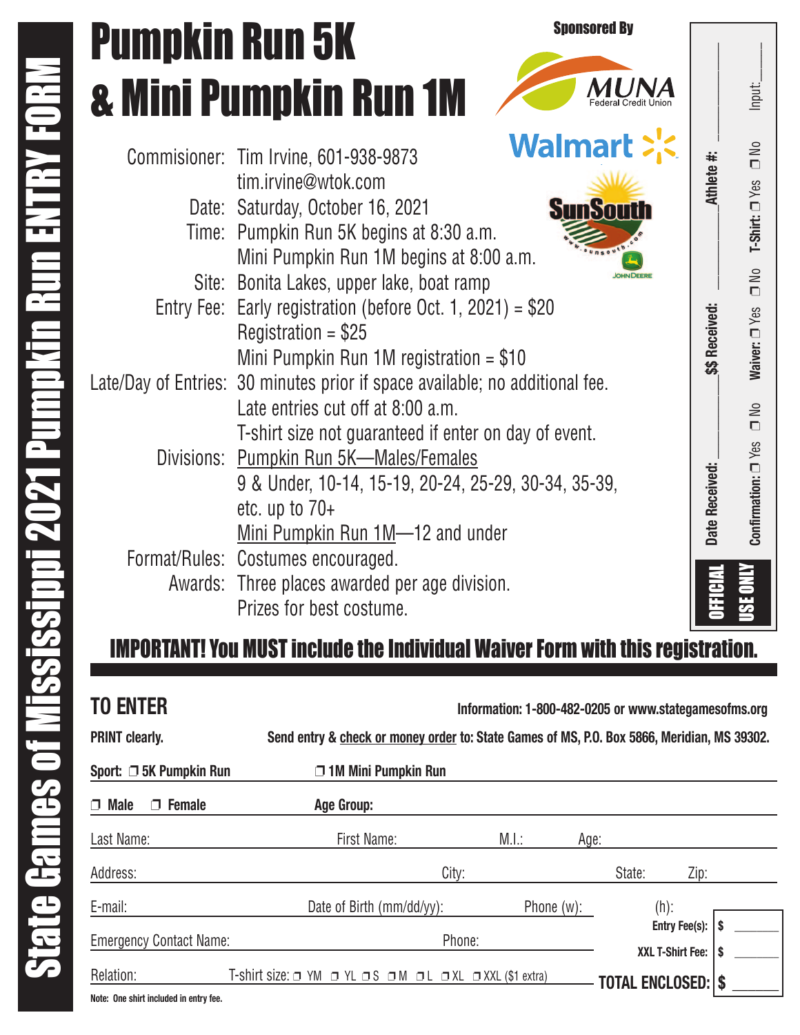# State Games of Mississippi 2021 Pumpkin Run ENTRY FORM

# Pumpkin Run 5K & Mini Pumpkin Run 1M

**Sponsored By**

MUNA Federal Credit Union

Walmart

SunSouth www.sunsouth.com JOHN DEERE

Commisioner: Tim Irvine, 601-938-9873
tim.irvine@wtok.com

Date: Saturday, October 16, 2021

Time: Pumpkin Run 5K begins at 8:30 a.m.
Mini Pumpkin Run 1M begins at 8:00 a.m.

Site: Bonita Lakes, upper lake, boat ramp

Entry Fee: Early registration (before Oct. 1, 2021) = $20
Registration = $25
Mini Pumpkin Run 1M registration = $10

Late/Day of Entries: 30 minutes prior if space available; no additional fee.
Late entries cut off at 8:00 a.m.
T-shirt size not guaranteed if enter on day of event.

Divisions: Pumpkin Run 5K—Males/Females
9 & Under, 10-14, 15-19, 20-24, 25-29, 30-34, 35-39, etc. up to 70+
Mini Pumpkin Run 1M—12 and under

Format/Rules: Costumes encouraged.

Awards: Three places awarded per age division.
Prizes for best costume.

**OFFICIAL USE ONLY**
Date Received: ________ $$ Received: ________ Athlete #: ________
Confirmation: ☐ Yes ☐ No Waiver: ☐ Yes ☐ No T-Shirt: ☐ Yes ☐ No Input:____

## IMPORTANT! You MUST include the Individual Waiver Form with this registration.

## TO ENTER

**Information: 1-800-482-0205 or www.stategamesofms.org**

**PRINT clearly.**

**Send entry & check or money order to: State Games of MS, P.O. Box 5866, Meridian, MS 39302.**

**Sport:** ☐ **5K Pumpkin Run** ☐ **1M Mini Pumpkin Run**

☐ **Male** ☐ **Female** **Age Group:**

Last Name: First Name: M.I.: Age:

Address: City: State: Zip:

E-mail: Date of Birth (mm/dd/yy): Phone (w): (h):

Emergency Contact Name: Phone:

Relation: T-shirt size: ☐ YM ☐ YL ☐ S ☐ M ☐ L ☐ XL ☐ XXL ($1 extra)

**Entry Fee(s):** $ ______
**XXL T-Shirt Fee:** $ ______
**TOTAL ENCLOSED:** $ ______

**Note: One shirt included in entry fee.**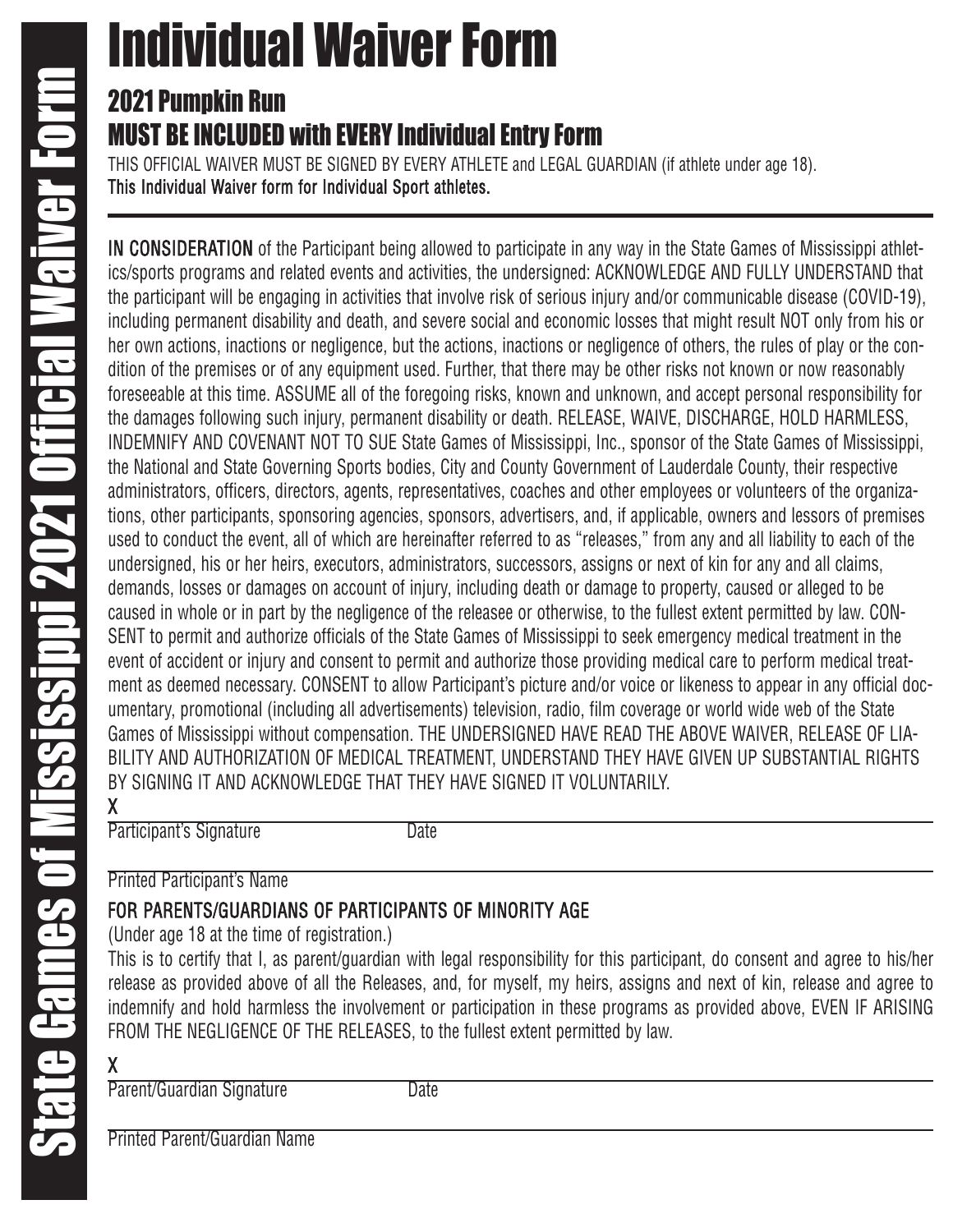State Games of Mississippi 2021 Official Waiver Form

# Individual Waiver Form

## 2021 Pumpkin Run

## MUST BE INCLUDED with EVERY Individual Entry Form

THIS OFFICIAL WAIVER MUST BE SIGNED BY EVERY ATHLETE and LEGAL GUARDIAN (if athlete under age 18).

**This Individual Waiver form for Individual Sport athletes.**

**IN CONSIDERATION** of the Participant being allowed to participate in any way in the State Games of Mississippi athletics/sports programs and related events and activities, the undersigned: ACKNOWLEDGE AND FULLY UNDERSTAND that the participant will be engaging in activities that involve risk of serious injury and/or communicable disease (COVID-19), including permanent disability and death, and severe social and economic losses that might result NOT only from his or her own actions, inactions or negligence, but the actions, inactions or negligence of others, the rules of play or the condition of the premises or of any equipment used. Further, that there may be other risks not known or now reasonably foreseeable at this time. ASSUME all of the foregoing risks, known and unknown, and accept personal responsibility for the damages following such injury, permanent disability or death. RELEASE, WAIVE, DISCHARGE, HOLD HARMLESS, INDEMNIFY AND COVENANT NOT TO SUE State Games of Mississippi, Inc., sponsor of the State Games of Mississippi, the National and State Governing Sports bodies, City and County Government of Lauderdale County, their respective administrators, officers, directors, agents, representatives, coaches and other employees or volunteers of the organizations, other participants, sponsoring agencies, sponsors, advertisers, and, if applicable, owners and lessors of premises used to conduct the event, all of which are hereinafter referred to as "releases," from any and all liability to each of the undersigned, his or her heirs, executors, administrators, successors, assigns or next of kin for any and all claims, demands, losses or damages on account of injury, including death or damage to property, caused or alleged to be caused in whole or in part by the negligence of the releasee or otherwise, to the fullest extent permitted by law. CONSENT to permit and authorize officials of the State Games of Mississippi to seek emergency medical treatment in the event of accident or injury and consent to permit and authorize those providing medical care to perform medical treatment as deemed necessary. CONSENT to allow Participant's picture and/or voice or likeness to appear in any official documentary, promotional (including all advertisements) television, radio, film coverage or world wide web of the State Games of Mississippi without compensation. THE UNDERSIGNED HAVE READ THE ABOVE WAIVER, RELEASE OF LIABILITY AND AUTHORIZATION OF MEDICAL TREATMENT, UNDERSTAND THEY HAVE GIVEN UP SUBSTANTIAL RIGHTS BY SIGNING IT AND ACKNOWLEDGE THAT THEY HAVE SIGNED IT VOLUNTARILY.

X ______________________________________________

Participant's Signature        Date

______________________________________________

Printed Participant's Name

### FOR PARENTS/GUARDIANS OF PARTICIPANTS OF MINORITY AGE

(Under age 18 at the time of registration.)

This is to certify that I, as parent/guardian with legal responsibility for this participant, do consent and agree to his/her release as provided above of all the Releases, and, for myself, my heirs, assigns and next of kin, release and agree to indemnify and hold harmless the involvement or participation in these programs as provided above, EVEN IF ARISING FROM THE NEGLIGENCE OF THE RELEASES, to the fullest extent permitted by law.

X ______________________________________________

Parent/Guardian Signature        Date

______________________________________________

Printed Parent/Guardian Name